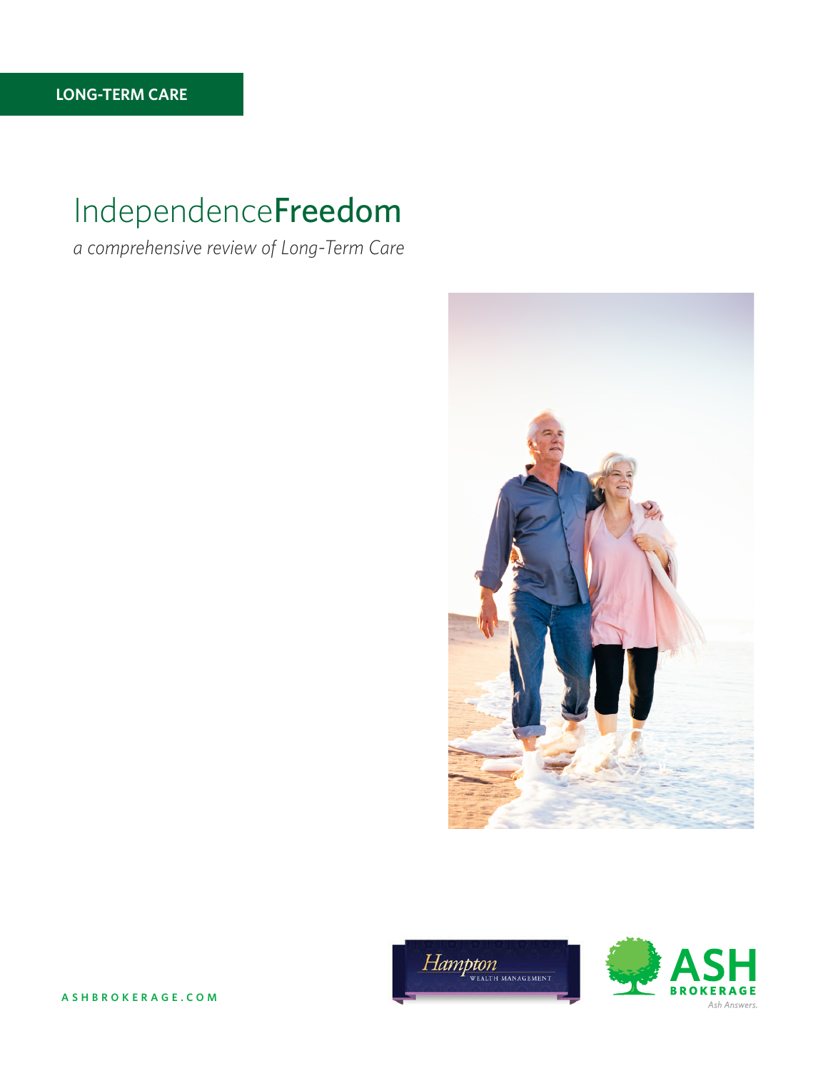LONG-TERM CARE

# IndependenceFreedom

*a comprehensive review of Long-Term Care*

Hampton WEALTH MANAGEMENT

ASH BROKERAGE *Ash Answers.*

ASHBROKERAGE.COM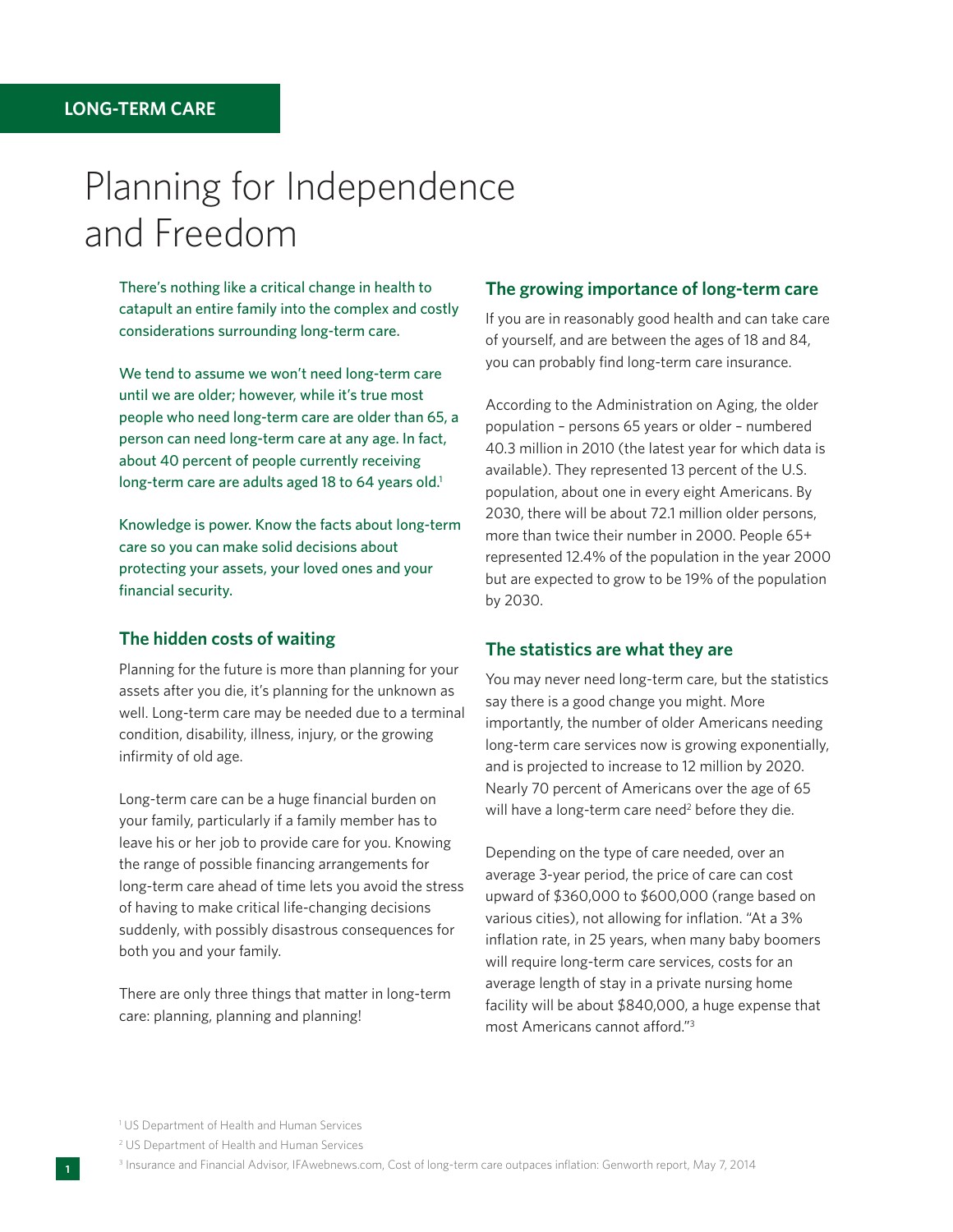LONG-TERM CARE

# Planning for Independence and Freedom

There's nothing like a critical change in health to catapult an entire family into the complex and costly considerations surrounding long-term care.

We tend to assume we won't need long-term care until we are older; however, while it's true most people who need long-term care are older than 65, a person can need long-term care at any age. In fact, about 40 percent of people currently receiving long-term care are adults aged 18 to 64 years old.[1]

Knowledge is power. Know the facts about long-term care so you can make solid decisions about protecting your assets, your loved ones and your financial security.

## The hidden costs of waiting

Planning for the future is more than planning for your assets after you die, it's planning for the unknown as well. Long-term care may be needed due to a terminal condition, disability, illness, injury, or the growing infirmity of old age.

Long-term care can be a huge financial burden on your family, particularly if a family member has to leave his or her job to provide care for you. Knowing the range of possible financing arrangements for long-term care ahead of time lets you avoid the stress of having to make critical life-changing decisions suddenly, with possibly disastrous consequences for both you and your family.

There are only three things that matter in long-term care: planning, planning and planning!

## The growing importance of long-term care

If you are in reasonably good health and can take care of yourself, and are between the ages of 18 and 84, you can probably find long-term care insurance.

According to the Administration on Aging, the older population – persons 65 years or older – numbered 40.3 million in 2010 (the latest year for which data is available). They represented 13 percent of the U.S. population, about one in every eight Americans. By 2030, there will be about 72.1 million older persons, more than twice their number in 2000. People 65+ represented 12.4% of the population in the year 2000 but are expected to grow to be 19% of the population by 2030.

## The statistics are what they are

You may never need long-term care, but the statistics say there is a good change you might. More importantly, the number of older Americans needing long-term care services now is growing exponentially, and is projected to increase to 12 million by 2020. Nearly 70 percent of Americans over the age of 65 will have a long-term care need[2] before they die.

Depending on the type of care needed, over an average 3-year period, the price of care can cost upward of $360,000 to $600,000 (range based on various cities), not allowing for inflation. "At a 3% inflation rate, in 25 years, when many baby boomers will require long-term care services, costs for an average length of stay in a private nursing home facility will be about $840,000, a huge expense that most Americans cannot afford."[3]

[1] US Department of Health and Human Services

[2] US Department of Health and Human Services

[3] Insurance and Financial Advisor, IFAwebnews.com, Cost of long-term care outpaces inflation: Genworth report, May 7, 2014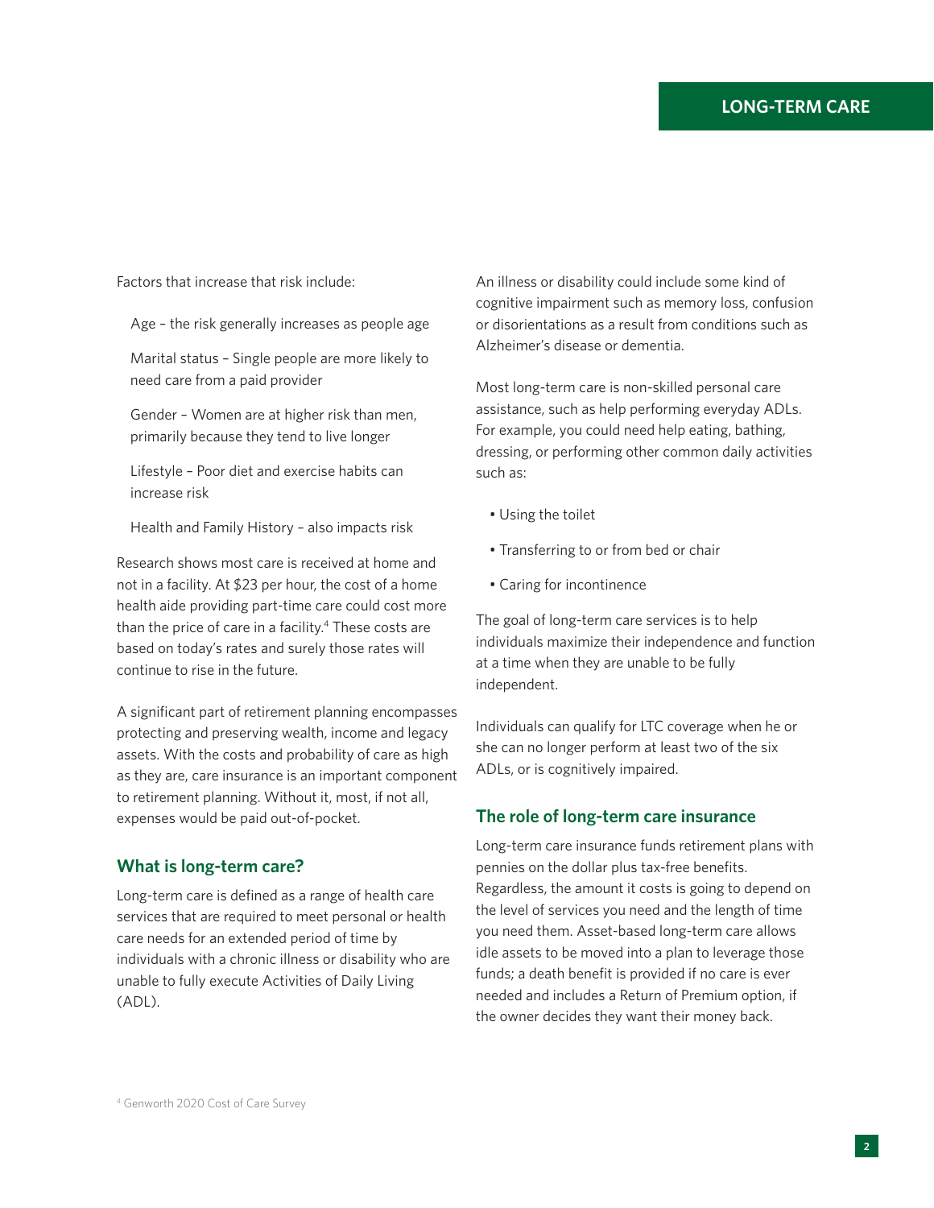Factors that increase that risk include:

Age – the risk generally increases as people age

Marital status – Single people are more likely to need care from a paid provider

Gender – Women are at higher risk than men, primarily because they tend to live longer

Lifestyle – Poor diet and exercise habits can increase risk

Health and Family History – also impacts risk

Research shows most care is received at home and not in a facility. At $23 per hour, the cost of a home health aide providing part-time care could cost more than the price of care in a facility.[4] These costs are based on today's rates and surely those rates will continue to rise in the future.

A significant part of retirement planning encompasses protecting and preserving wealth, income and legacy assets. With the costs and probability of care as high as they are, care insurance is an important component to retirement planning. Without it, most, if not all, expenses would be paid out-of-pocket.

## What is long-term care?

Long-term care is defined as a range of health care services that are required to meet personal or health care needs for an extended period of time by individuals with a chronic illness or disability who are unable to fully execute Activities of Daily Living (ADL).

An illness or disability could include some kind of cognitive impairment such as memory loss, confusion or disorientations as a result from conditions such as Alzheimer's disease or dementia.

Most long-term care is non-skilled personal care assistance, such as help performing everyday ADLs. For example, you could need help eating, bathing, dressing, or performing other common daily activities such as:

- Using the toilet
- Transferring to or from bed or chair
- Caring for incontinence

The goal of long-term care services is to help individuals maximize their independence and function at a time when they are unable to be fully independent.

Individuals can qualify for LTC coverage when he or she can no longer perform at least two of the six ADLs, or is cognitively impaired.

## The role of long-term care insurance

Long-term care insurance funds retirement plans with pennies on the dollar plus tax-free benefits. Regardless, the amount it costs is going to depend on the level of services you need and the length of time you need them. Asset-based long-term care allows idle assets to be moved into a plan to leverage those funds; a death benefit is provided if no care is ever needed and includes a Return of Premium option, if the owner decides they want their money back.

[4] Genworth 2020 Cost of Care Survey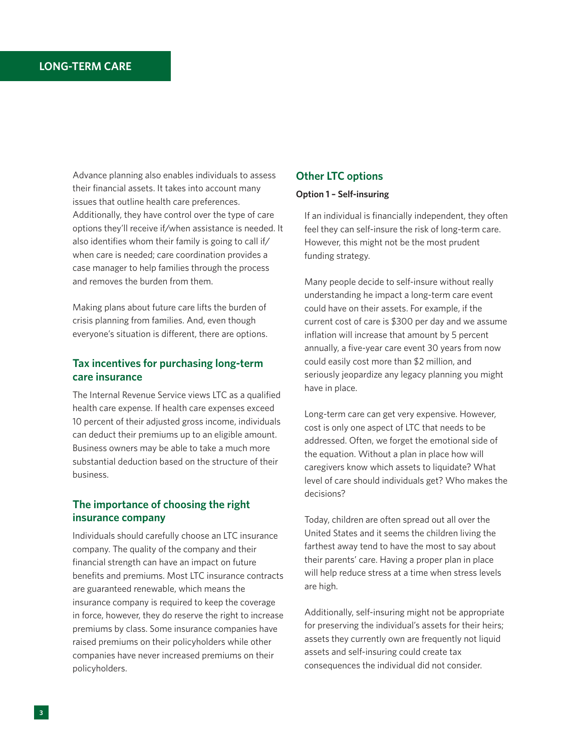Advance planning also enables individuals to assess their financial assets. It takes into account many issues that outline health care preferences. Additionally, they have control over the type of care options they'll receive if/when assistance is needed. It also identifies whom their family is going to call if/when care is needed; care coordination provides a case manager to help families through the process and removes the burden from them.

Making plans about future care lifts the burden of crisis planning from families. And, even though everyone's situation is different, there are options.

## Tax incentives for purchasing long-term care insurance

The Internal Revenue Service views LTC as a qualified health care expense. If health care expenses exceed 10 percent of their adjusted gross income, individuals can deduct their premiums up to an eligible amount. Business owners may be able to take a much more substantial deduction based on the structure of their business.

## The importance of choosing the right insurance company

Individuals should carefully choose an LTC insurance company. The quality of the company and their financial strength can have an impact on future benefits and premiums. Most LTC insurance contracts are guaranteed renewable, which means the insurance company is required to keep the coverage in force, however, they do reserve the right to increase premiums by class. Some insurance companies have raised premiums on their policyholders while other companies have never increased premiums on their policyholders.

## Other LTC options

**Option 1 – Self-insuring**

If an individual is financially independent, they often feel they can self-insure the risk of long-term care. However, this might not be the most prudent funding strategy.

Many people decide to self-insure without really understanding he impact a long-term care event could have on their assets. For example, if the current cost of care is $300 per day and we assume inflation will increase that amount by 5 percent annually, a five-year care event 30 years from now could easily cost more than $2 million, and seriously jeopardize any legacy planning you might have in place.

Long-term care can get very expensive. However, cost is only one aspect of LTC that needs to be addressed. Often, we forget the emotional side of the equation. Without a plan in place how will caregivers know which assets to liquidate? What level of care should individuals get? Who makes the decisions?

Today, children are often spread out all over the United States and it seems the children living the farthest away tend to have the most to say about their parents' care. Having a proper plan in place will help reduce stress at a time when stress levels are high.

Additionally, self-insuring might not be appropriate for preserving the individual's assets for their heirs; assets they currently own are frequently not liquid assets and self-insuring could create tax consequences the individual did not consider.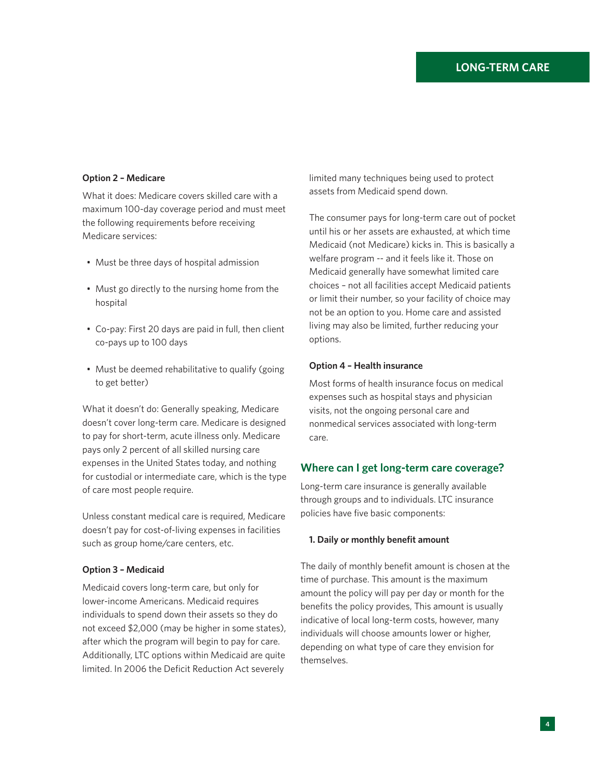**Option 2 – Medicare**

What it does: Medicare covers skilled care with a maximum 100-day coverage period and must meet the following requirements before receiving Medicare services:

- Must be three days of hospital admission
- Must go directly to the nursing home from the hospital
- Co-pay: First 20 days are paid in full, then client co-pays up to 100 days
- Must be deemed rehabilitative to qualify (going to get better)

What it doesn't do: Generally speaking, Medicare doesn't cover long-term care. Medicare is designed to pay for short-term, acute illness only. Medicare pays only 2 percent of all skilled nursing care expenses in the United States today, and nothing for custodial or intermediate care, which is the type of care most people require.

Unless constant medical care is required, Medicare doesn't pay for cost-of-living expenses in facilities such as group home/care centers, etc.

**Option 3 – Medicaid**

Medicaid covers long-term care, but only for lower-income Americans. Medicaid requires individuals to spend down their assets so they do not exceed $2,000 (may be higher in some states), after which the program will begin to pay for care. Additionally, LTC options within Medicaid are quite limited. In 2006 the Deficit Reduction Act severely limited many techniques being used to protect assets from Medicaid spend down.

The consumer pays for long-term care out of pocket until his or her assets are exhausted, at which time Medicaid (not Medicare) kicks in. This is basically a welfare program -- and it feels like it. Those on Medicaid generally have somewhat limited care choices – not all facilities accept Medicaid patients or limit their number, so your facility of choice may not be an option to you. Home care and assisted living may also be limited, further reducing your options.

**Option 4 – Health insurance**

Most forms of health insurance focus on medical expenses such as hospital stays and physician visits, not the ongoing personal care and nonmedical services associated with long-term care.

## Where can I get long-term care coverage?

Long-term care insurance is generally available through groups and to individuals. LTC insurance policies have five basic components:

**1. Daily or monthly benefit amount**

The daily of monthly benefit amount is chosen at the time of purchase. This amount is the maximum amount the policy will pay per day or month for the benefits the policy provides, This amount is usually indicative of local long-term costs, however, many individuals will choose amounts lower or higher, depending on what type of care they envision for themselves.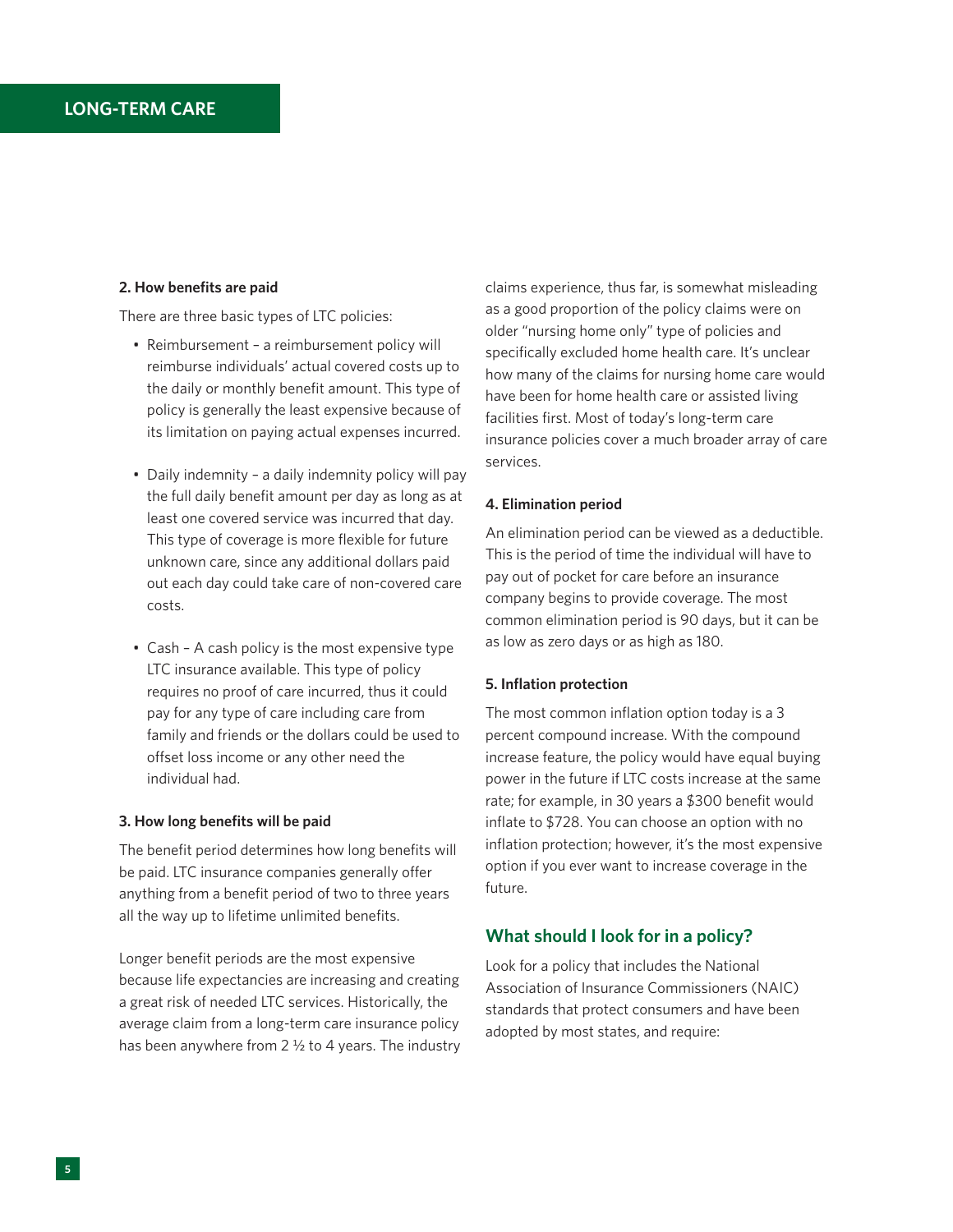### 2. How benefits are paid

There are three basic types of LTC policies:

- Reimbursement – a reimbursement policy will reimburse individuals' actual covered costs up to the daily or monthly benefit amount. This type of policy is generally the least expensive because of its limitation on paying actual expenses incurred.
- Daily indemnity – a daily indemnity policy will pay the full daily benefit amount per day as long as at least one covered service was incurred that day. This type of coverage is more flexible for future unknown care, since any additional dollars paid out each day could take care of non-covered care costs.
- Cash – A cash policy is the most expensive type LTC insurance available. This type of policy requires no proof of care incurred, thus it could pay for any type of care including care from family and friends or the dollars could be used to offset loss income or any other need the individual had.

### 3. How long benefits will be paid

The benefit period determines how long benefits will be paid. LTC insurance companies generally offer anything from a benefit period of two to three years all the way up to lifetime unlimited benefits.

Longer benefit periods are the most expensive because life expectancies are increasing and creating a great risk of needed LTC services. Historically, the average claim from a long-term care insurance policy has been anywhere from 2 ½ to 4 years. The industry claims experience, thus far, is somewhat misleading as a good proportion of the policy claims were on older "nursing home only" type of policies and specifically excluded home health care. It's unclear how many of the claims for nursing home care would have been for home health care or assisted living facilities first. Most of today's long-term care insurance policies cover a much broader array of care services.

### 4. Elimination period

An elimination period can be viewed as a deductible. This is the period of time the individual will have to pay out of pocket for care before an insurance company begins to provide coverage. The most common elimination period is 90 days, but it can be as low as zero days or as high as 180.

### 5. Inflation protection

The most common inflation option today is a 3 percent compound increase. With the compound increase feature, the policy would have equal buying power in the future if LTC costs increase at the same rate; for example, in 30 years a $300 benefit would inflate to $728. You can choose an option with no inflation protection; however, it's the most expensive option if you ever want to increase coverage in the future.

## What should I look for in a policy?

Look for a policy that includes the National Association of Insurance Commissioners (NAIC) standards that protect consumers and have been adopted by most states, and require: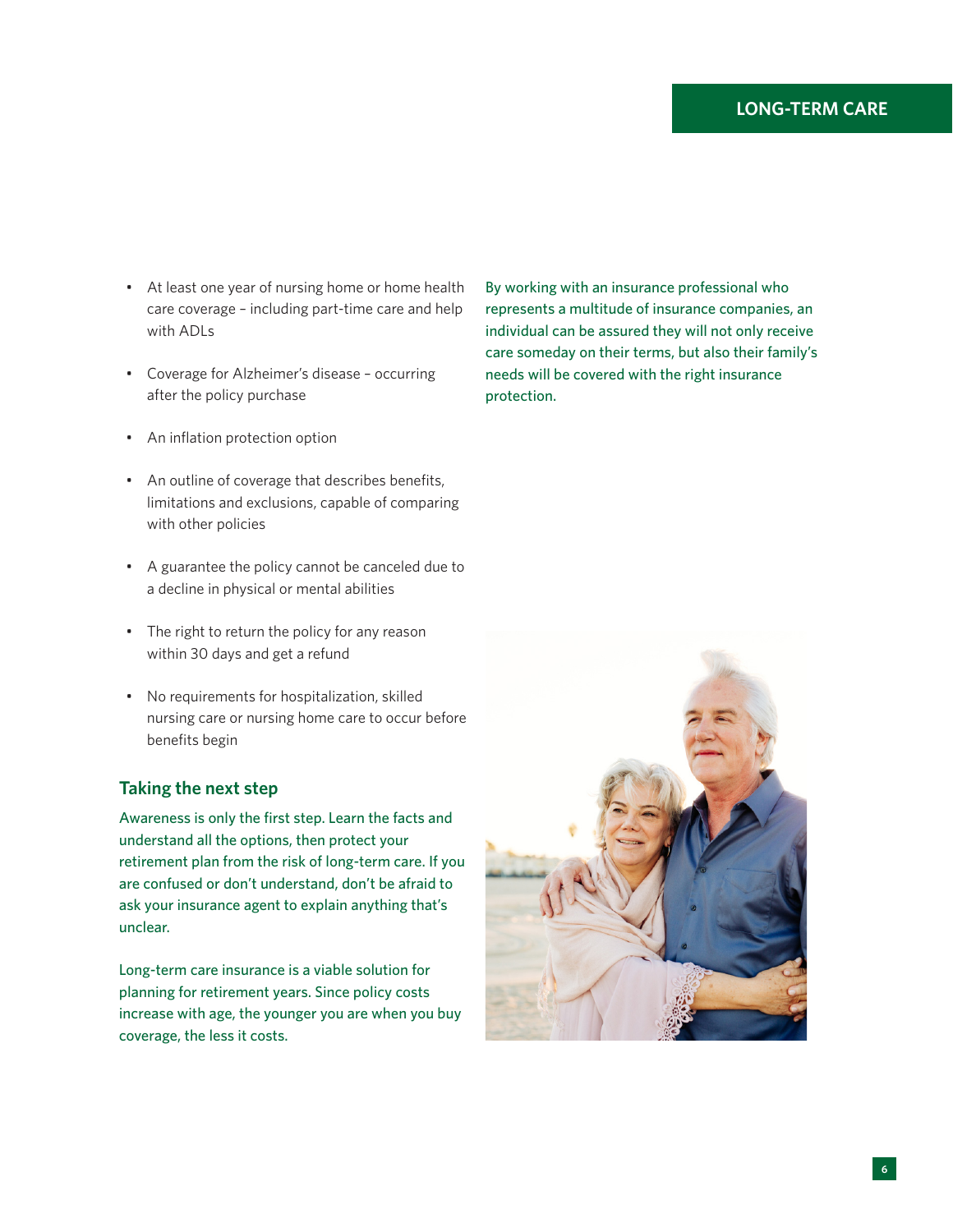- At least one year of nursing home or home health care coverage – including part-time care and help with ADLs
- Coverage for Alzheimer's disease – occurring after the policy purchase
- An inflation protection option
- An outline of coverage that describes benefits, limitations and exclusions, capable of comparing with other policies
- A guarantee the policy cannot be canceled due to a decline in physical or mental abilities
- The right to return the policy for any reason within 30 days and get a refund
- No requirements for hospitalization, skilled nursing care or nursing home care to occur before benefits begin

## Taking the next step

Awareness is only the first step. Learn the facts and understand all the options, then protect your retirement plan from the risk of long-term care. If you are confused or don't understand, don't be afraid to ask your insurance agent to explain anything that's unclear.

Long-term care insurance is a viable solution for planning for retirement years. Since policy costs increase with age, the younger you are when you buy coverage, the less it costs.

By working with an insurance professional who represents a multitude of insurance companies, an individual can be assured they will not only receive care someday on their terms, but also their family's needs will be covered with the right insurance protection.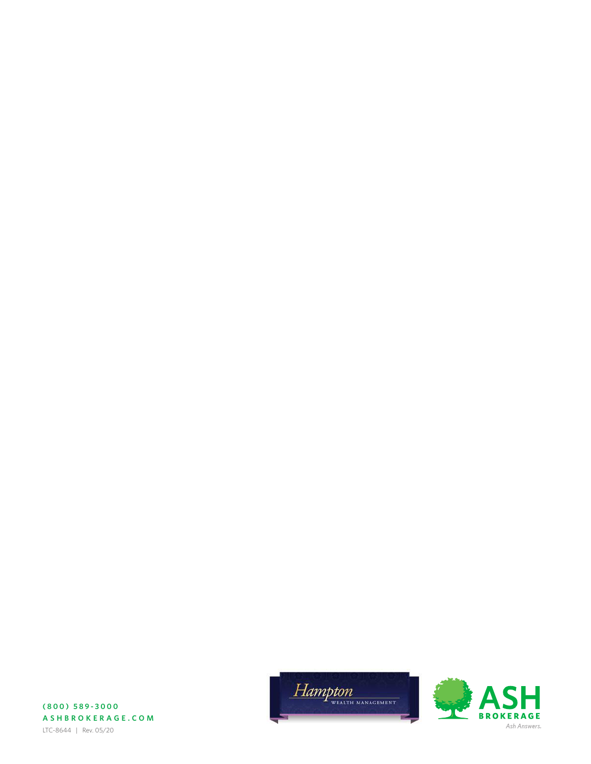(800) 589-3000

ASHBROKERAGE.COM

LTC-8644 | Rev. 05/20

Hampton
WEALTH MANAGEMENT

ASH
BROKERAGE
Ash Answers.